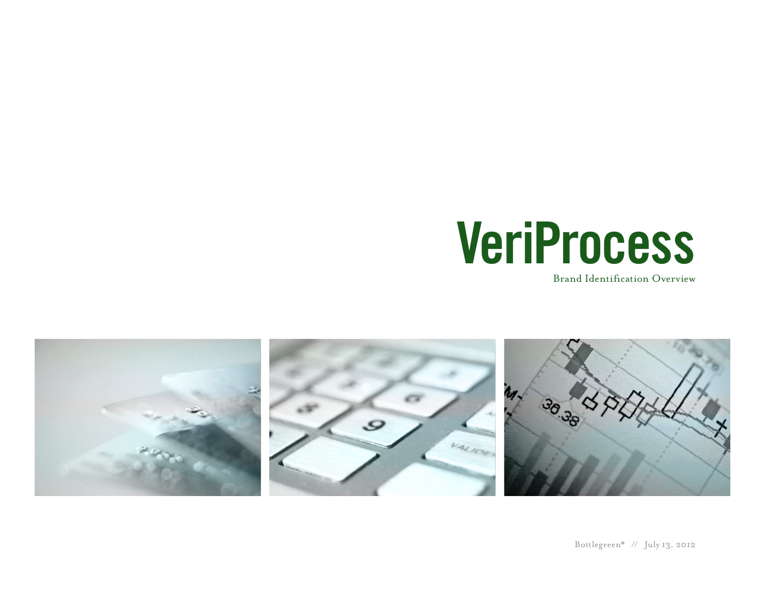# VeriProcess

Brand Identification Overview

Bottlegreen* // July 13, 2012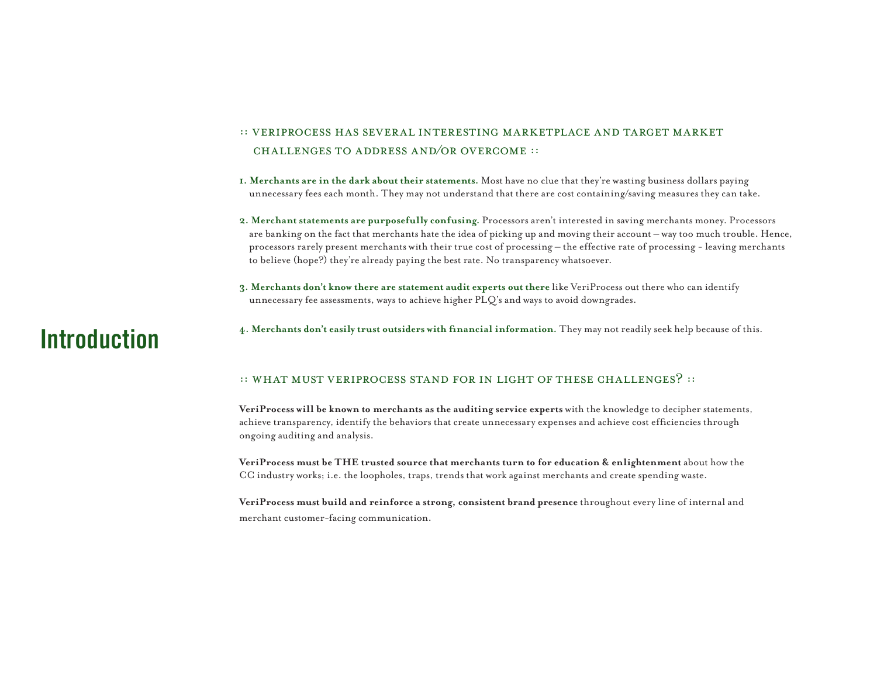# Introduction

## :: VeriProcess has several interesting marketplace and target market challenges to address and/or overcome ::

1. **Merchants are in the dark about their statements.** Most have no clue that they're wasting business dollars paying unnecessary fees each month. They may not understand that there are cost containing/saving measures they can take.

2. **Merchant statements are purposefully confusing.** Processors aren't interested in saving merchants money. Processors are banking on the fact that merchants hate the idea of picking up and moving their account – way too much trouble. Hence, processors rarely present merchants with their true cost of processing – the effective rate of processing - leaving merchants to believe (hope?) they're already paying the best rate. No transparency whatsoever.

3. **Merchants don't know there are statement audit experts out there** like VeriProcess out there who can identify unnecessary fee assessments, ways to achieve higher PLQ's and ways to avoid downgrades.

4. **Merchants don't easily trust outsiders with financial information.** They may not readily seek help because of this.

## :: What must VeriProcess stand for in light of these challenges? ::

**VeriProcess will be known to merchants as the auditing service experts** with the knowledge to decipher statements, achieve transparency, identify the behaviors that create unnecessary expenses and achieve cost efficiencies through ongoing auditing and analysis.

**VeriProcess must be THE trusted source that merchants turn to for education & enlightenment** about how the CC industry works; i.e. the loopholes, traps, trends that work against merchants and create spending waste.

**VeriProcess must build and reinforce a strong, consistent brand presence** throughout every line of internal and merchant customer-facing communication.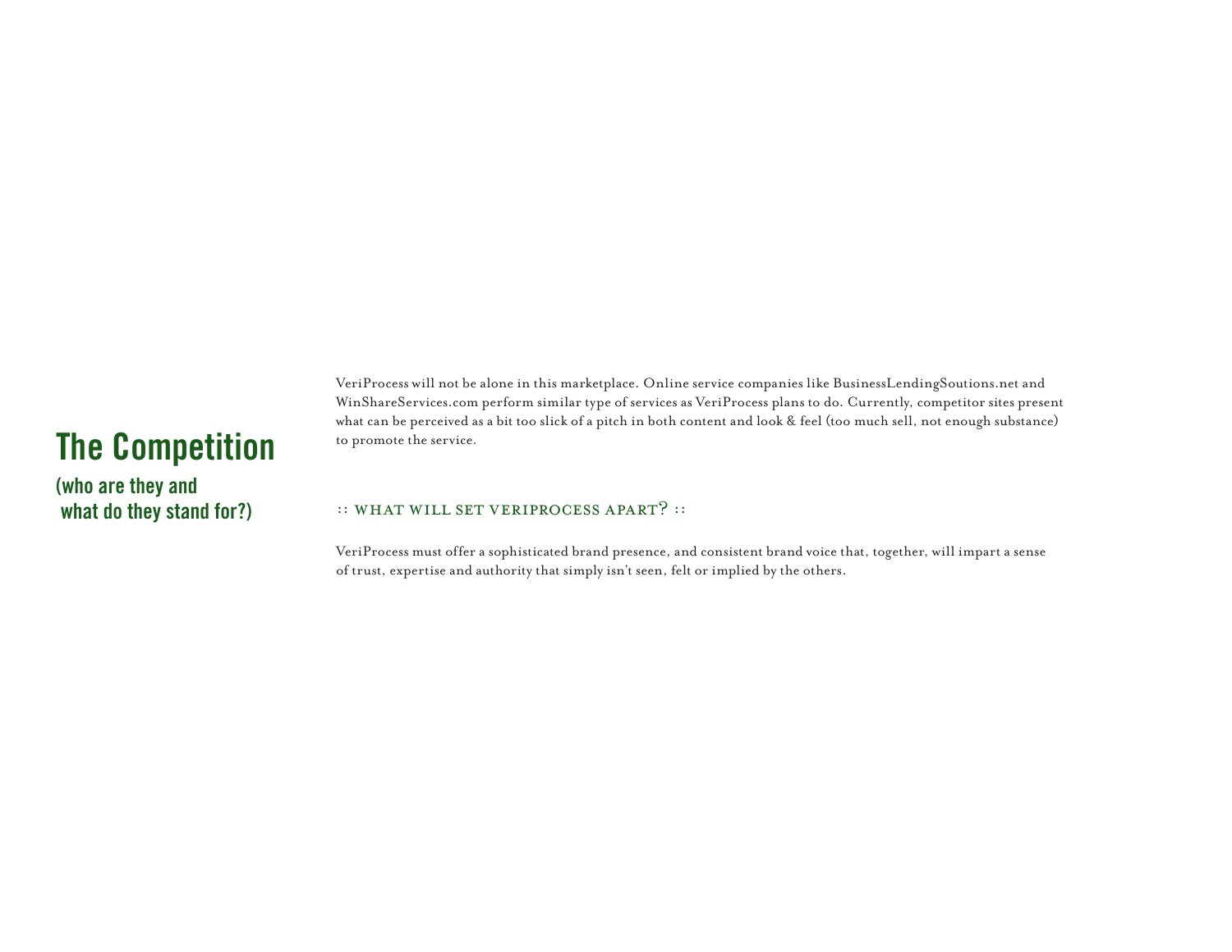# The Competition

## (who are they and what do they stand for?)

VeriProcess will not be alone in this marketplace. Online service companies like BusinessLendingSoutions.net and WinShareServices.com perform similar type of services as VeriProcess plans to do. Currently, competitor sites present what can be perceived as a bit too slick of a pitch in both content and look & feel (too much sell, not enough substance) to promote the service.

### :: WHAT WILL SET VERIPROCESS APART? ::

VeriProcess must offer a sophisticated brand presence, and consistent brand voice that, together, will impart a sense of trust, expertise and authority that simply isn't seen, felt or implied by the others.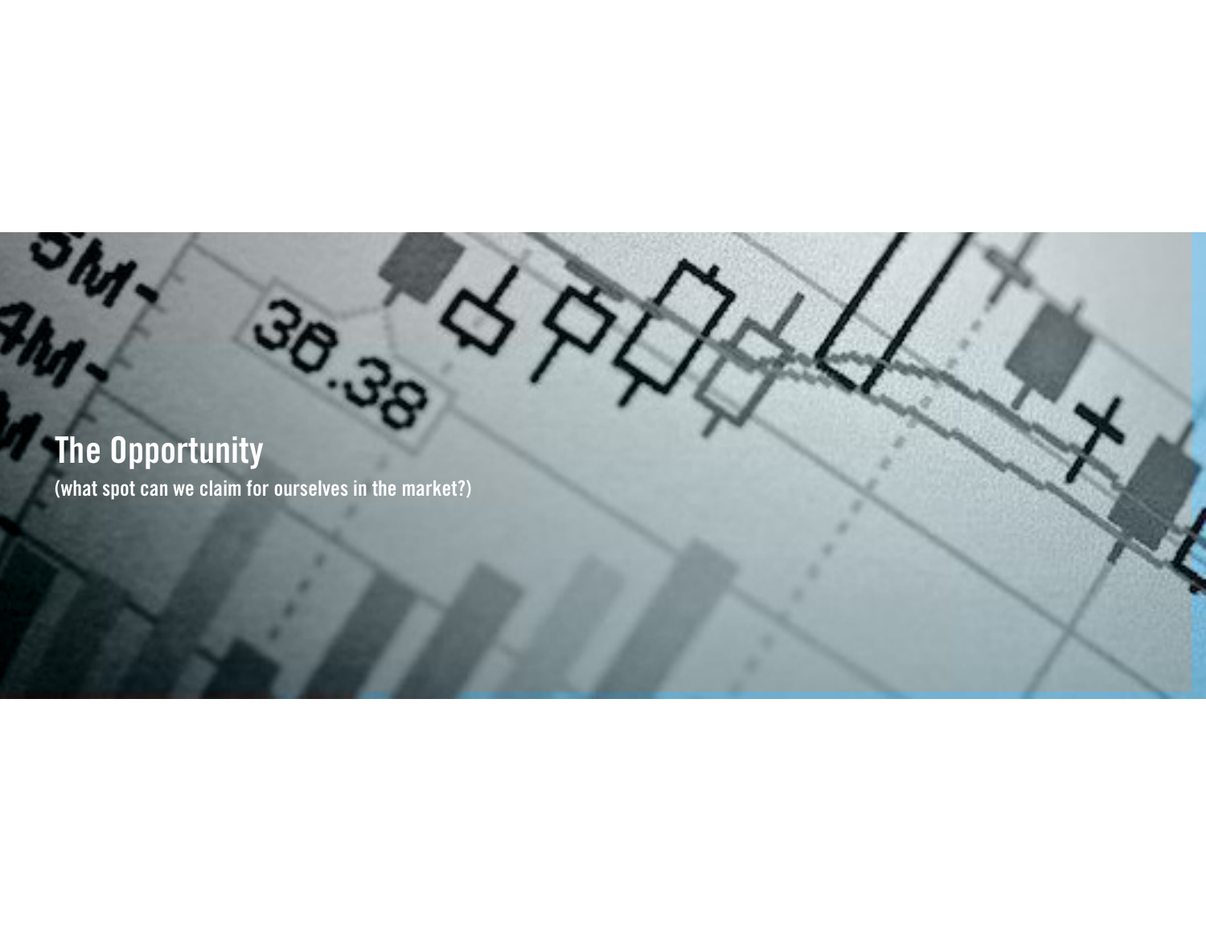# The Opportunity

(what spot can we claim for ourselves in the market?)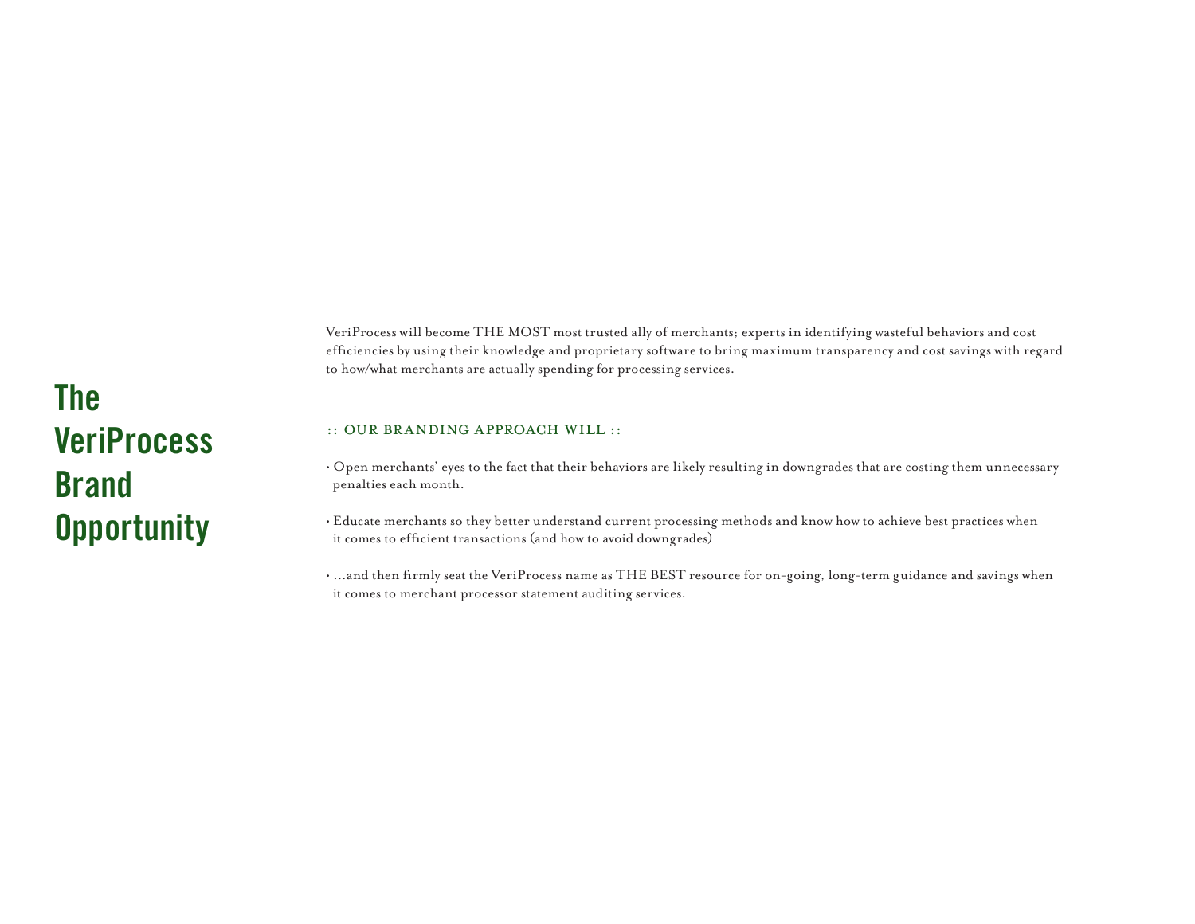# The VeriProcess Brand Opportunity

VeriProcess will become THE MOST most trusted ally of merchants; experts in identifying wasteful behaviors and cost efficiencies by using their knowledge and proprietary software to bring maximum transparency and cost savings with regard to how/what merchants are actually spending for processing services.

:: OUR BRANDING APPROACH WILL ::

- Open merchants' eyes to the fact that their behaviors are likely resulting in downgrades that are costing them unnecessary penalties each month.
- Educate merchants so they better understand current processing methods and know how to achieve best practices when it comes to efficient transactions (and how to avoid downgrades)
- ...and then firmly seat the VeriProcess name as THE BEST resource for on-going, long-term guidance and savings when it comes to merchant processor statement auditing services.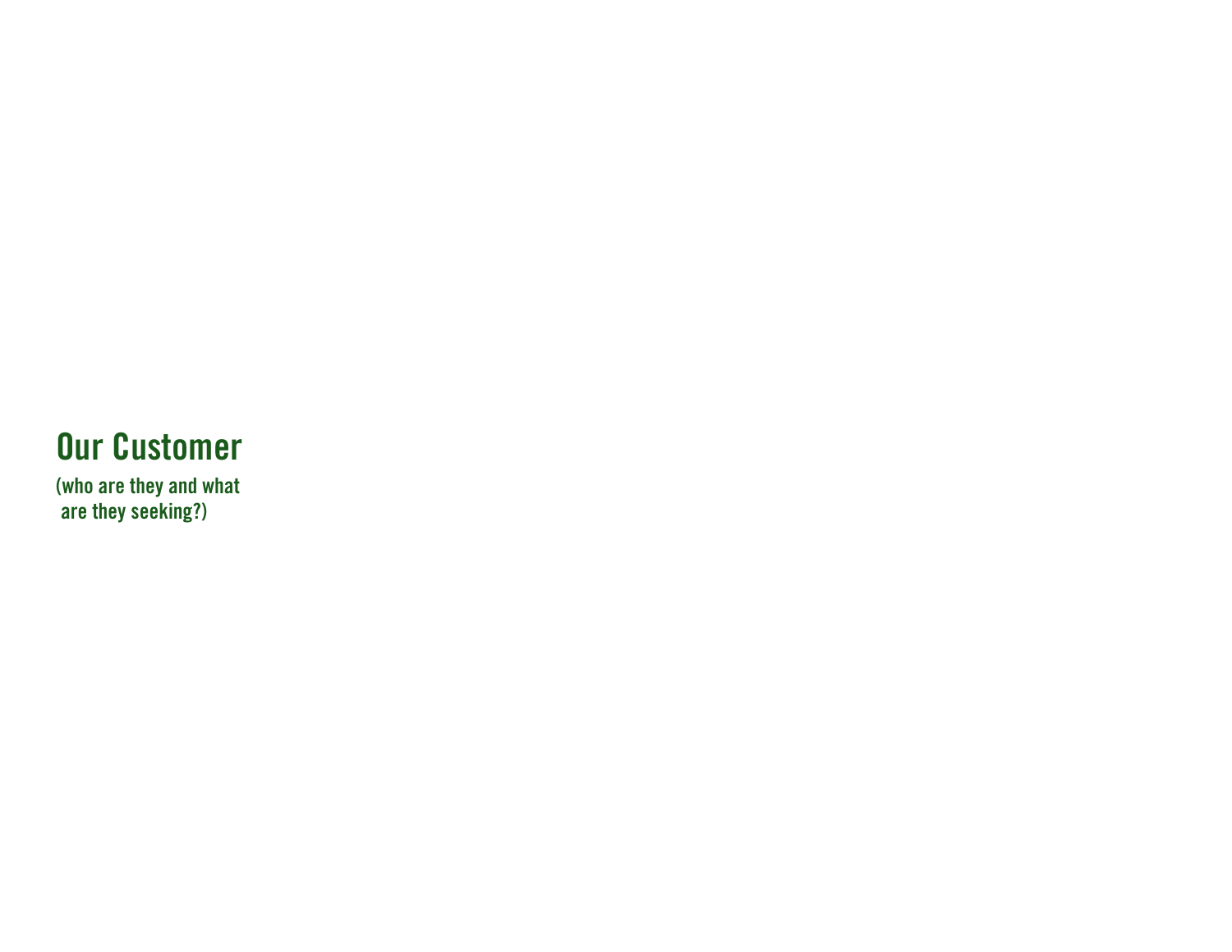# Our Customer

(who are they and what are they seeking?)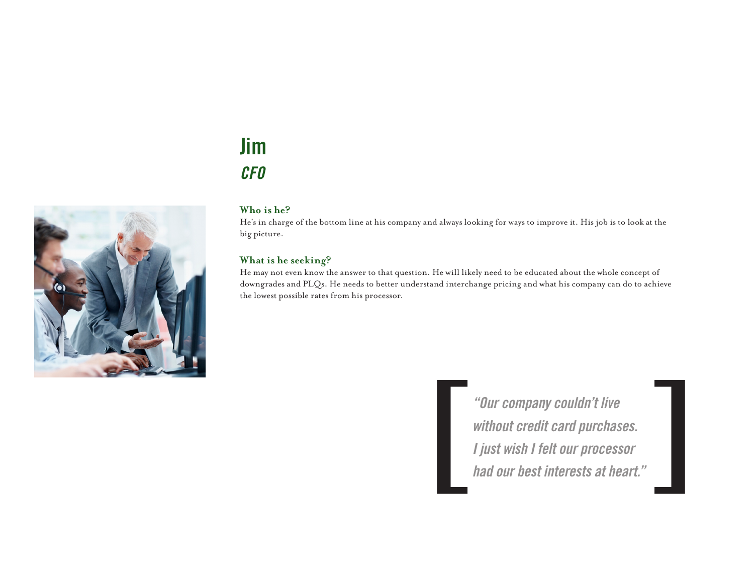# Jim

## *CFO*

### Who is he?

He's in charge of the bottom line at his company and always looking for ways to improve it. His job is to look at the big picture.

### What is he seeking?

He may not even know the answer to that question. He will likely need to be educated about the whole concept of downgrades and PLQs. He needs to better understand interchange pricing and what his company can do to achieve the lowest possible rates from his processor.

> *"Our company couldn't live without credit card purchases. I just wish I felt our processor had our best interests at heart."*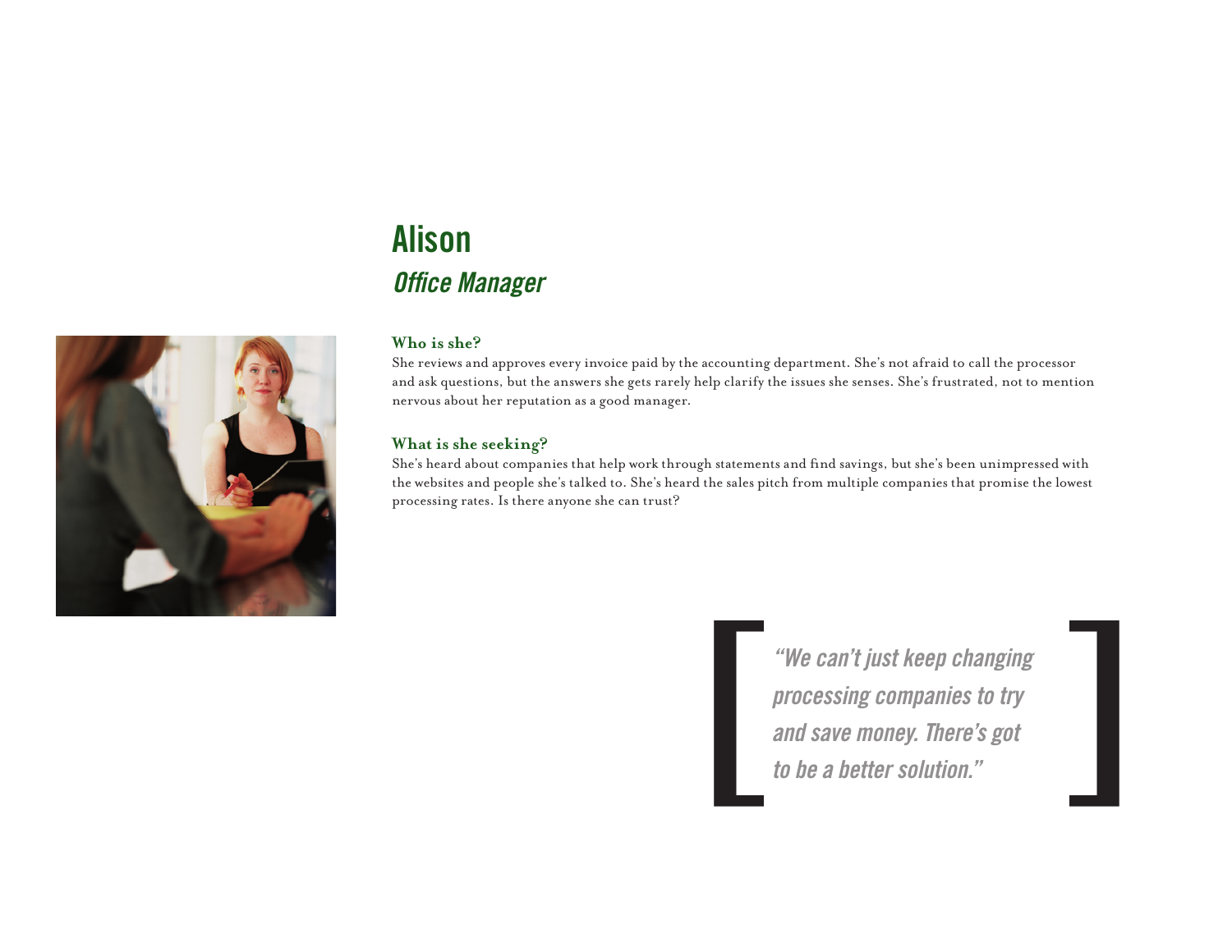# Alison

## *Office Manager*

### Who is she?

She reviews and approves every invoice paid by the accounting department. She's not afraid to call the processor and ask questions, but the answers she gets rarely help clarify the issues she senses. She's frustrated, not to mention nervous about her reputation as a good manager.

### What is she seeking?

She's heard about companies that help work through statements and find savings, but she's been unimpressed with the websites and people she's talked to. She's heard the sales pitch from multiple companies that promise the lowest processing rates. Is there anyone she can trust?

> *"We can't just keep changing processing companies to try and save money. There's got to be a better solution."*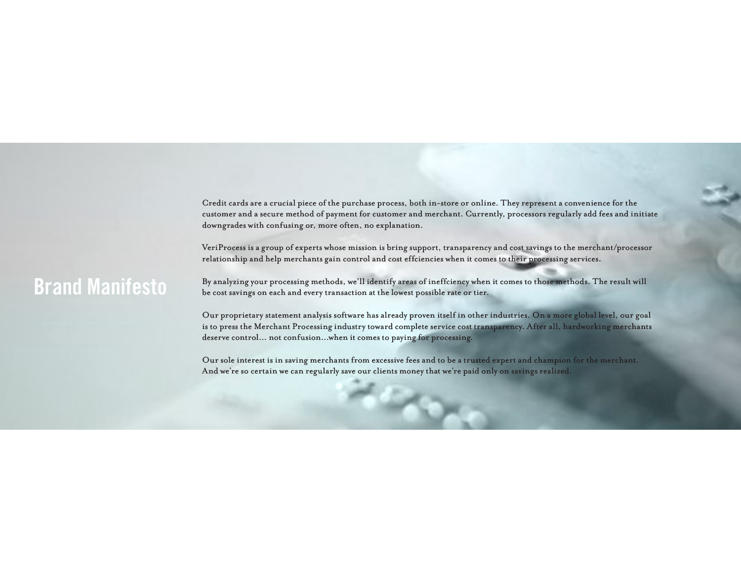# Brand Manifesto

Credit cards are a crucial piece of the purchase process, both in-store or online. They represent a convenience for the customer and a secure method of payment for customer and merchant. Currently, processors regularly add fees and initiate downgrades with confusing or, more often, no explanation.

VeriProcess is a group of experts whose mission is bring support, transparency and cost savings to the merchant/processor relationship and help merchants gain control and cost effciencies when it comes to their processing services.

By analyzing your processing methods, we'll identify areas of ineffciency when it comes to those methods. The result will be cost savings on each and every transaction at the lowest possible rate or tier.

Our proprietary statement analysis software has already proven itself in other industries. On a more global level, our goal is to press the Merchant Processing industry toward complete service cost transparency. After all, hardworking merchants deserve control... not confusion...when it comes to paying for processing.

Our sole interest is in saving merchants from excessive fees and to be a trusted expert and champion for the merchant. And we're so certain we can regularly save our clients money that we're paid only on savings realized.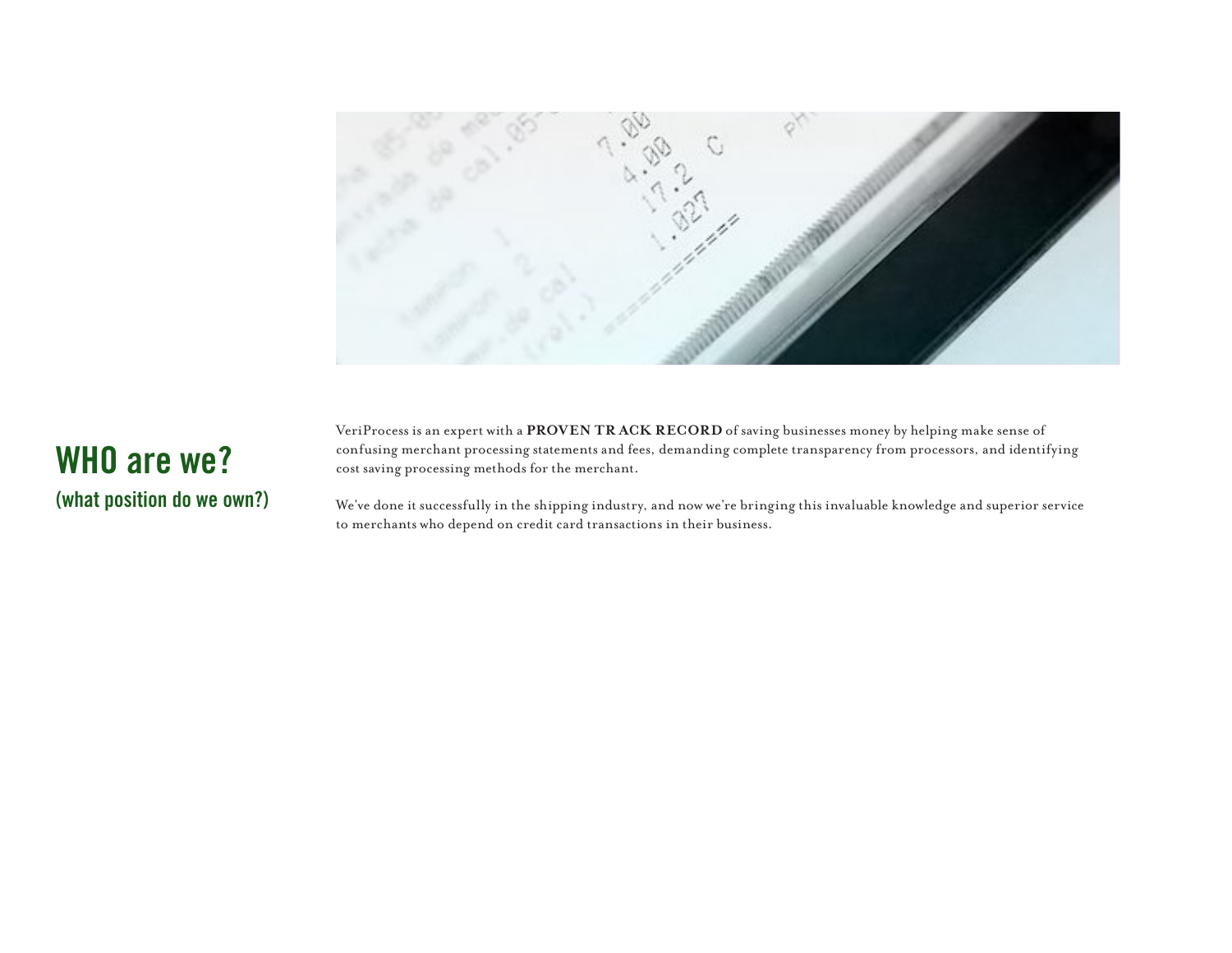# WHO are we?

## (what position do we own?)

VeriProcess is an expert with a **PROVEN TRACK RECORD** of saving businesses money by helping make sense of confusing merchant processing statements and fees, demanding complete transparency from processors, and identifying cost saving processing methods for the merchant.

We've done it successfully in the shipping industry, and now we're bringing this invaluable knowledge and superior service to merchants who depend on credit card transactions in their business.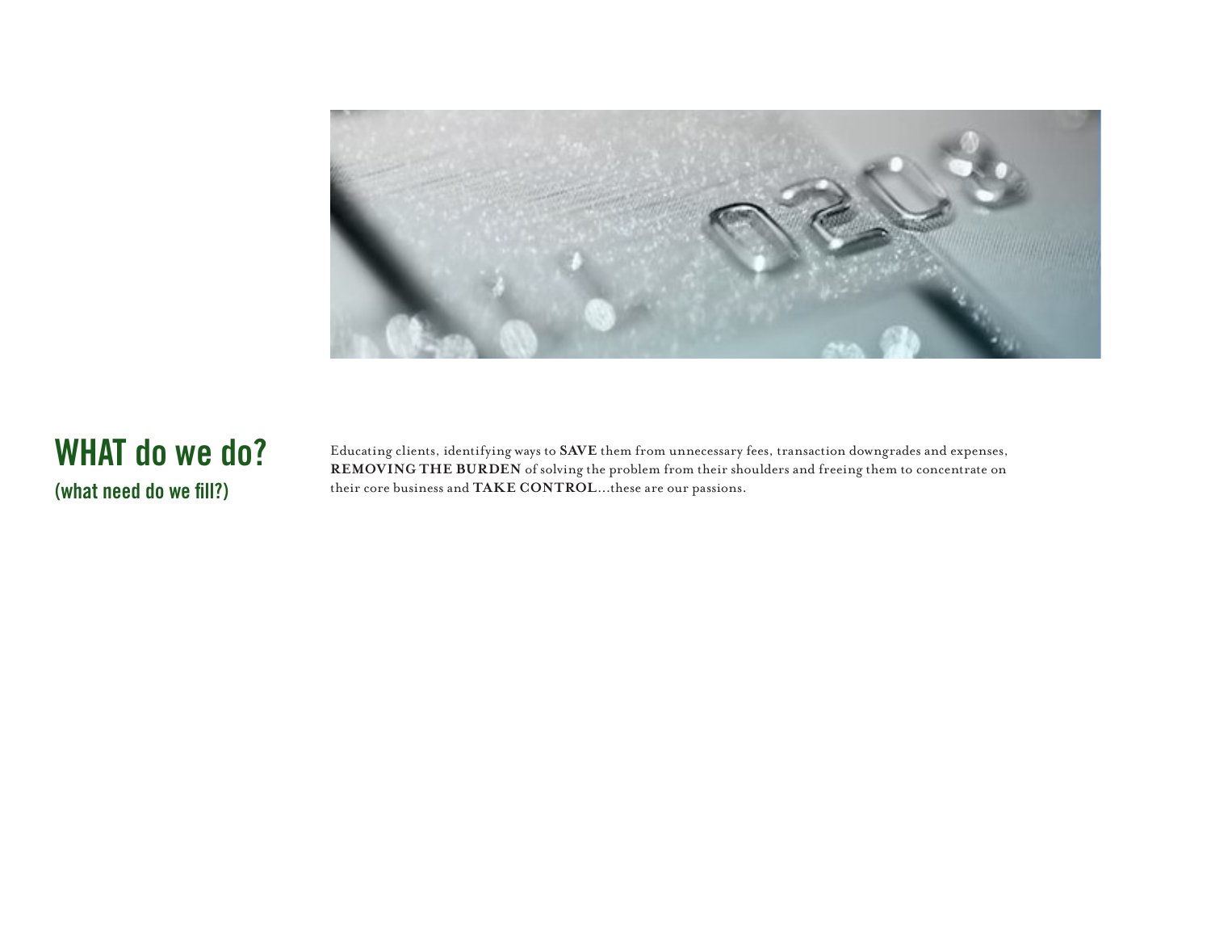# WHAT do we do?

## (what need do we fill?)

Educating clients, identifying ways to **SAVE** them from unnecessary fees, transaction downgrades and expenses, **REMOVING THE BURDEN** of solving the problem from their shoulders and freeing them to concentrate on their core business and **TAKE CONTROL**...these are our passions.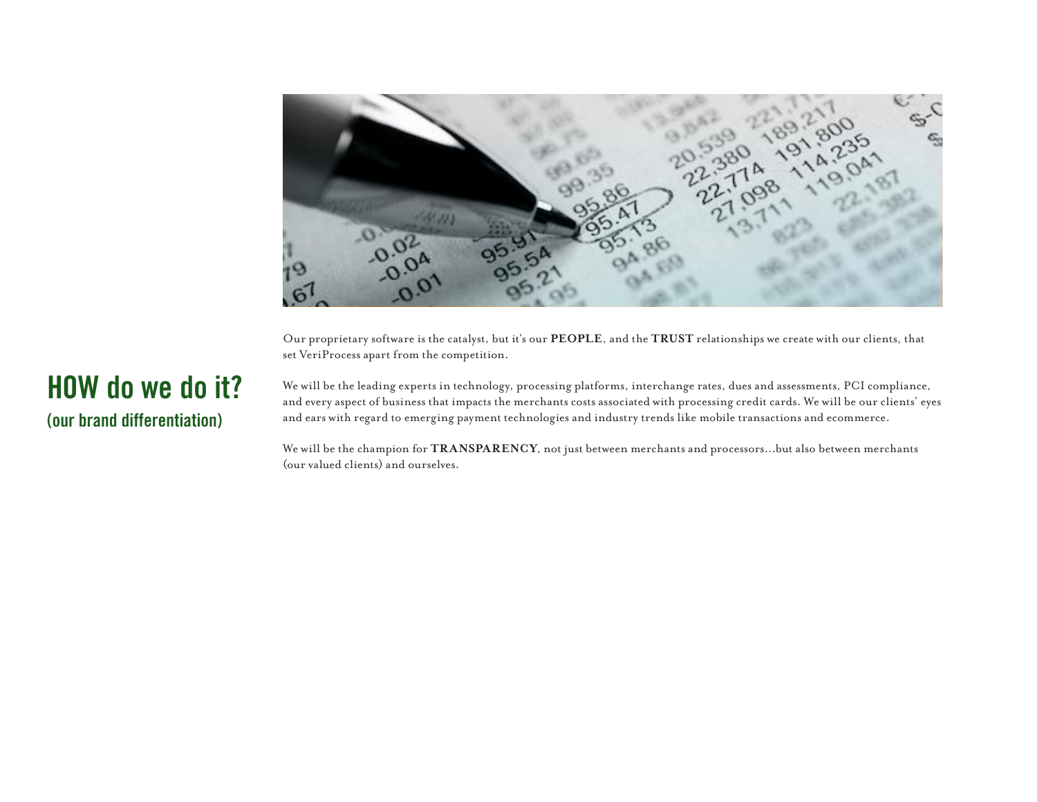## HOW do we do it?

### (our brand differentiation)

Our proprietary software is the catalyst, but it's our **PEOPLE**, and the **TRUST** relationships we create with our clients, that set VeriProcess apart from the competition.

We will be the leading experts in technology, processing platforms, interchange rates, dues and assessments, PCI compliance, and every aspect of business that impacts the merchants costs associated with processing credit cards. We will be our clients' eyes and ears with regard to emerging payment technologies and industry trends like mobile transactions and ecommerce.

We will be the champion for **TRANSPARENCY**, not just between merchants and processors...but also between merchants (our valued clients) and ourselves.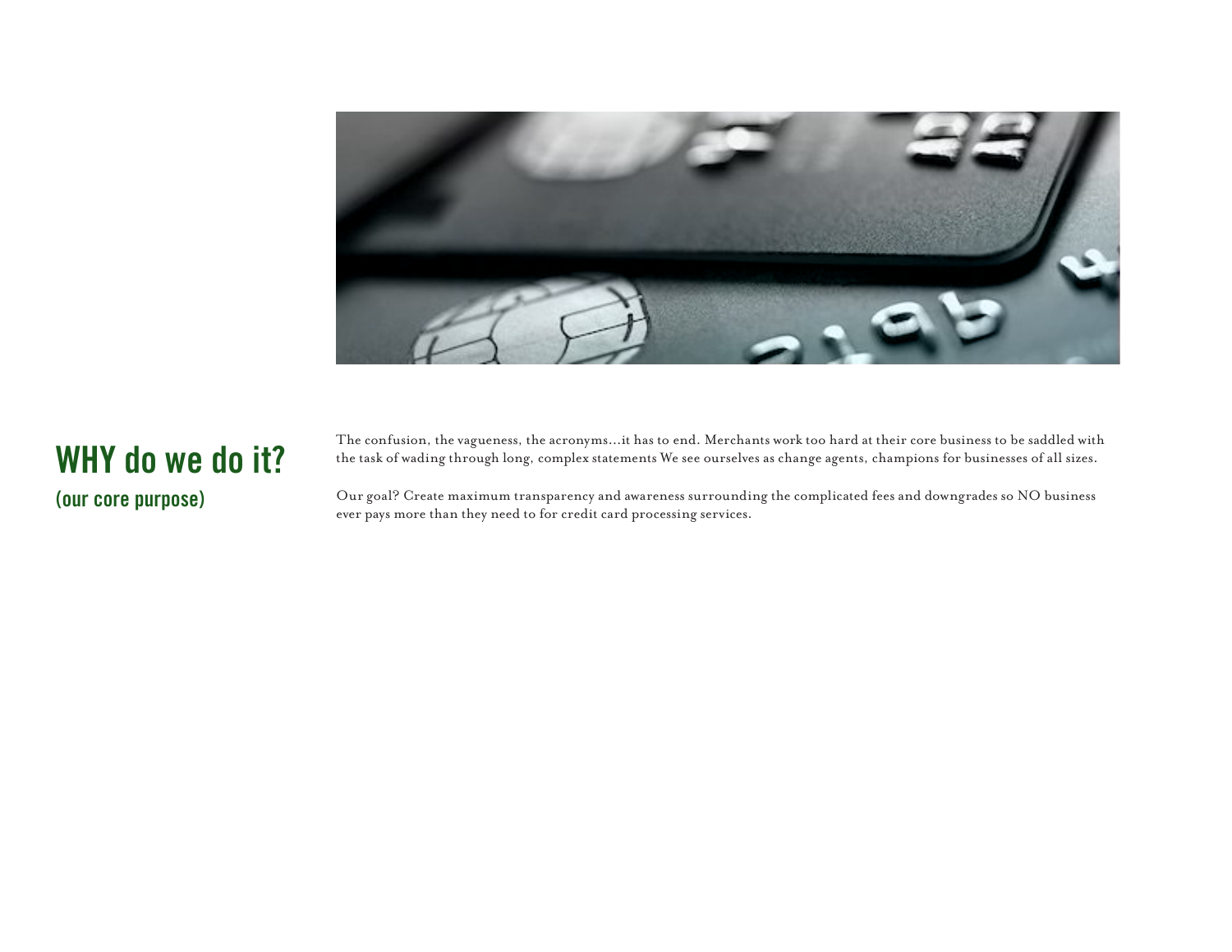## WHY do we do it?

### (our core purpose)

The confusion, the vagueness, the acronyms...it has to end. Merchants work too hard at their core business to be saddled with the task of wading through long, complex statements We see ourselves as change agents, champions for businesses of all sizes.

Our goal? Create maximum transparency and awareness surrounding the complicated fees and downgrades so NO business ever pays more than they need to for credit card processing services.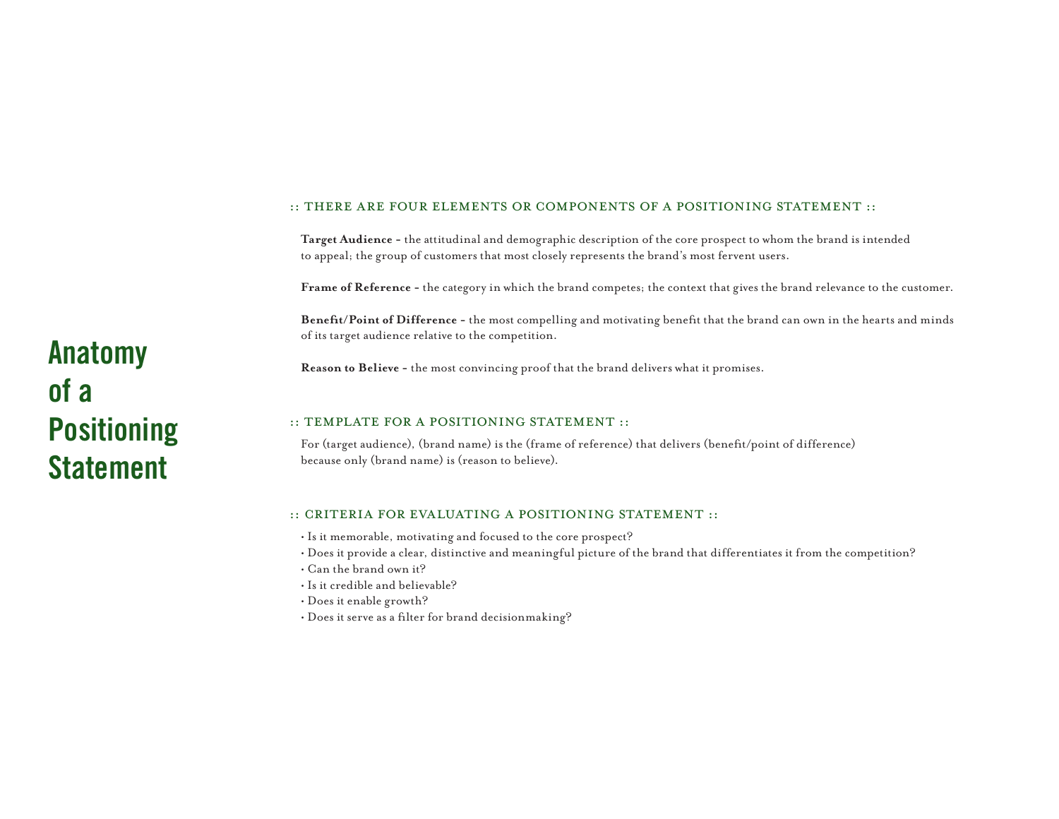# Anatomy of a Positioning Statement

## :: THERE ARE FOUR ELEMENTS OR COMPONENTS OF A POSITIONING STATEMENT ::

**Target Audience –** the attitudinal and demographic description of the core prospect to whom the brand is intended to appeal; the group of customers that most closely represents the brand's most fervent users.

**Frame of Reference –** the category in which the brand competes; the context that gives the brand relevance to the customer.

**Benefit/Point of Difference –** the most compelling and motivating benefit that the brand can own in the hearts and minds of its target audience relative to the competition.

**Reason to Believe –** the most convincing proof that the brand delivers what it promises.

## :: TEMPLATE FOR A POSITIONING STATEMENT ::

For (target audience), (brand name) is the (frame of reference) that delivers (benefit/point of difference) because only (brand name) is (reason to believe).

## :: CRITERIA FOR EVALUATING A POSITIONING STATEMENT ::

- Is it memorable, motivating and focused to the core prospect?
- Does it provide a clear, distinctive and meaningful picture of the brand that differentiates it from the competition?
- Can the brand own it?
- Is it credible and believable?
- Does it enable growth?
- Does it serve as a filter for brand decisionmaking?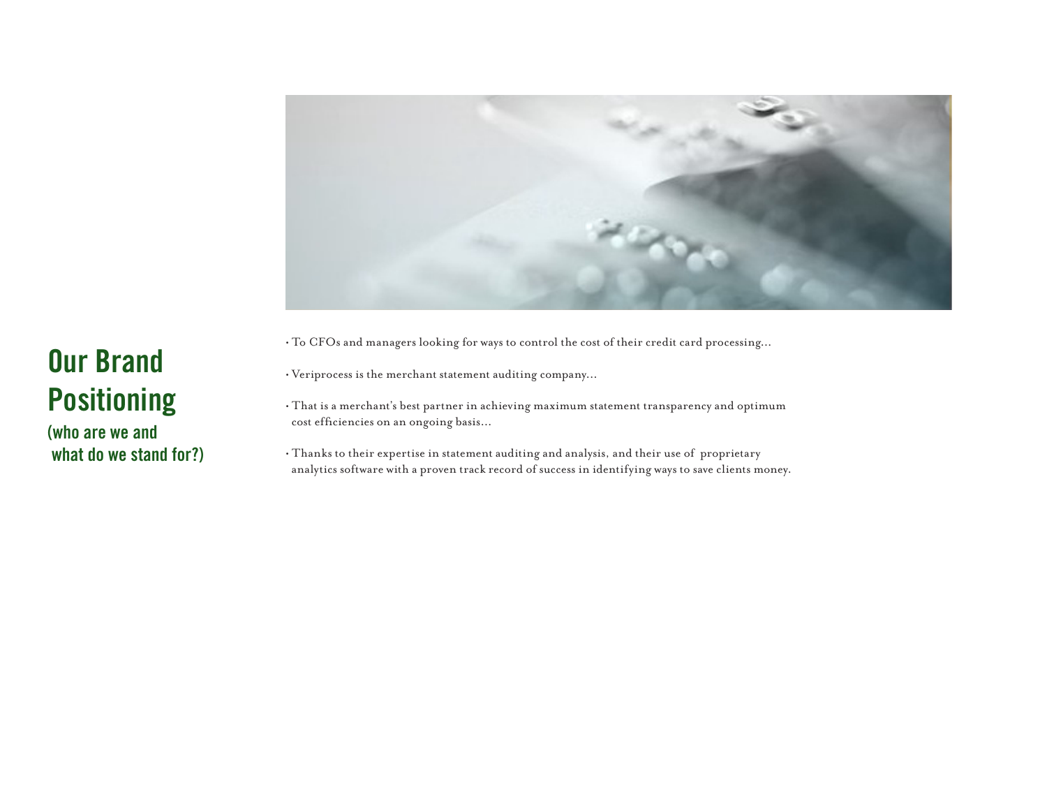# Our Brand Positioning

### (who are we and what do we stand for?)

- To CFOs and managers looking for ways to control the cost of their credit card processing...
- Veriprocess is the merchant statement auditing company...
- That is a merchant's best partner in achieving maximum statement transparency and optimum cost efficiencies on an ongoing basis...
- Thanks to their expertise in statement auditing and analysis, and their use of proprietary analytics software with a proven track record of success in identifying ways to save clients money.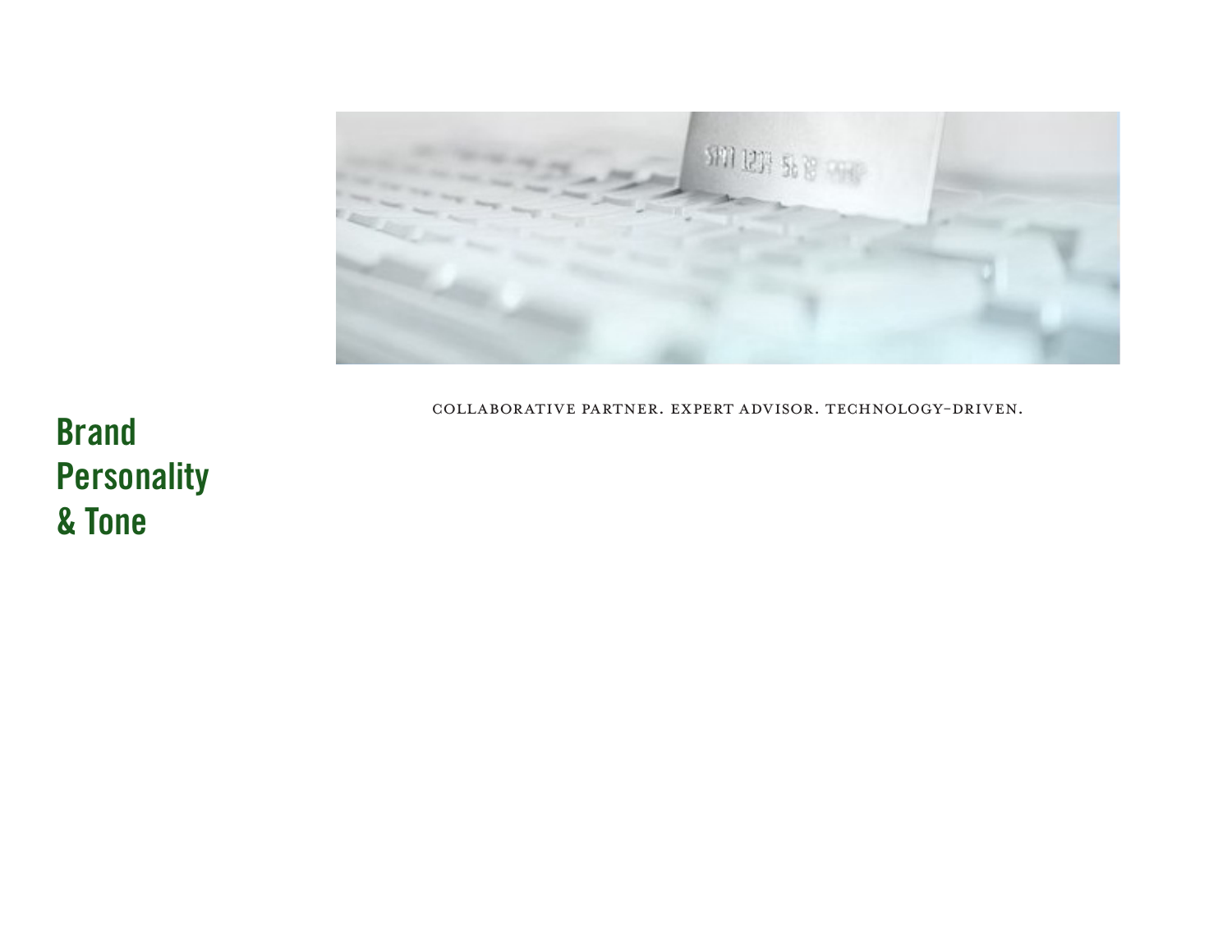# Brand Personality & Tone

COLLABORATIVE PARTNER. EXPERT ADVISOR. TECHNOLOGY-DRIVEN.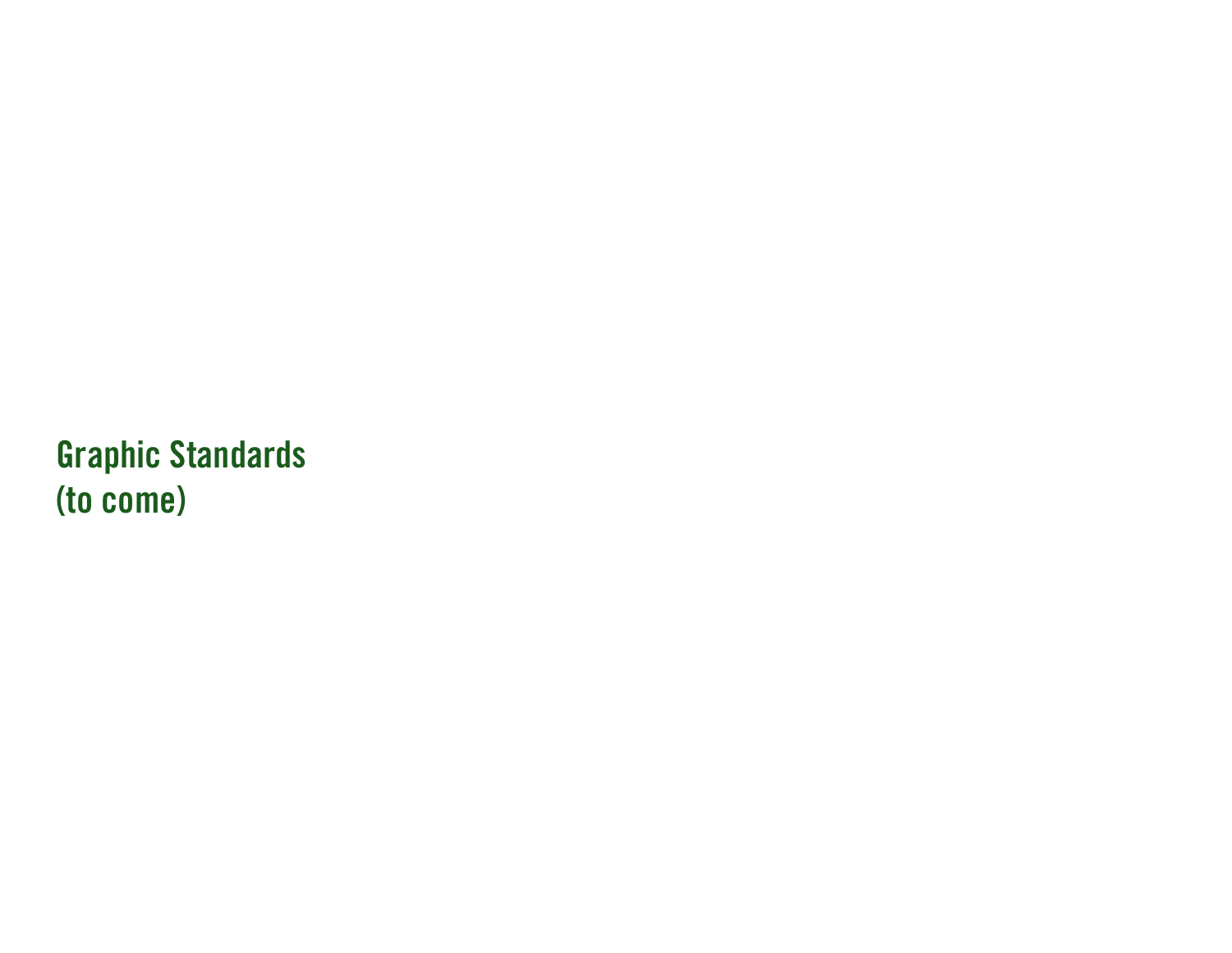## Graphic Standards
## (to come)